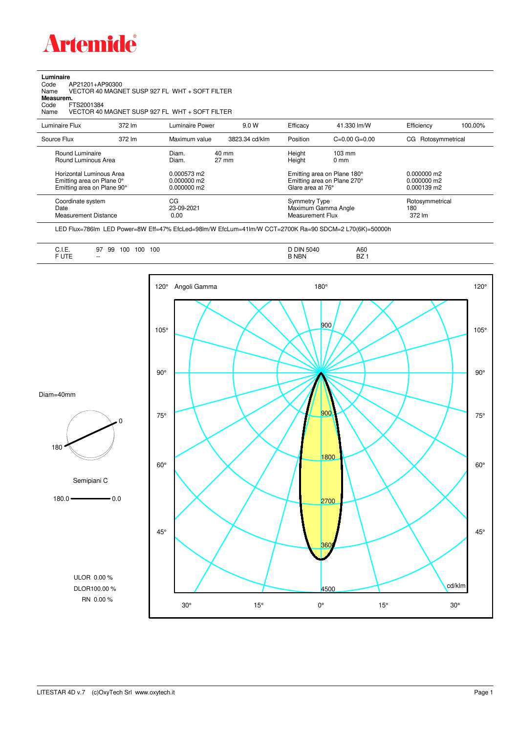# Artemide

**Luminaire**

Code AP21201+AP90300
Name VECTOR 40 MAGNET SUSP 927 FL WHT + SOFT FILTER

**Measurem.**

Code FTS2001384
Name VECTOR 40 MAGNET SUSP 927 FL WHT + SOFT FILTER

| Luminaire Flux | 372 lm | Luminaire Power | 9.0 W | Efficacy | 41.330 lm/W | Efficiency | 100.00% |
|---|---|---|---|---|---|---|---|
| Source Flux | 372 lm | Maximum value | 3823.34 cd/klm | Position | C=0.00 G=0.00 | CG | Rotosymmetrical |

| | | | | |
|---|---|---|---|---|
| Round Luminaire | Diam. 40 mm | | Height 103 mm | |
| Round Luminous Area | Diam. 27 mm | | Height 0 mm | |
| Horizontal Luminous Area | 0.000573 m2 | | Emitting area on Plane 180° | 0.000000 m2 |
| Emitting area on Plane 0° | 0.000000 m2 | | Emitting area on Plane 270° | 0.000000 m2 |
| Emitting area on Plane 90° | 0.000000 m2 | | Glare area at 76° | 0.000139 m2 |
| Coordinate system | CG | | Symmetry Type | Rotosymmetrical |
| Date | 23-09-2021 | | Maximum Gamma Angle | 180 |
| Measurement Distance | 0.00 | | Measurement Flux | 372 lm |

LED Flux=786lm LED Power=8W Eff=47% EfcLed=98lm/W EfcLum=41lm/W CCT=2700K Ra=90 SDCM=2 L70(6K)=50000h

| | | | |
|---|---|---|---|
| C.I.E. | 97 99 100 100 100 | D DIN 5040 | A60 |
| F UTE | -- | B NBN | BZ 1 |

Diam=40mm

Semipiani C

180.0 — 0.0

ULOR 0.00 %
DLOR100.00 %
RN 0.00 %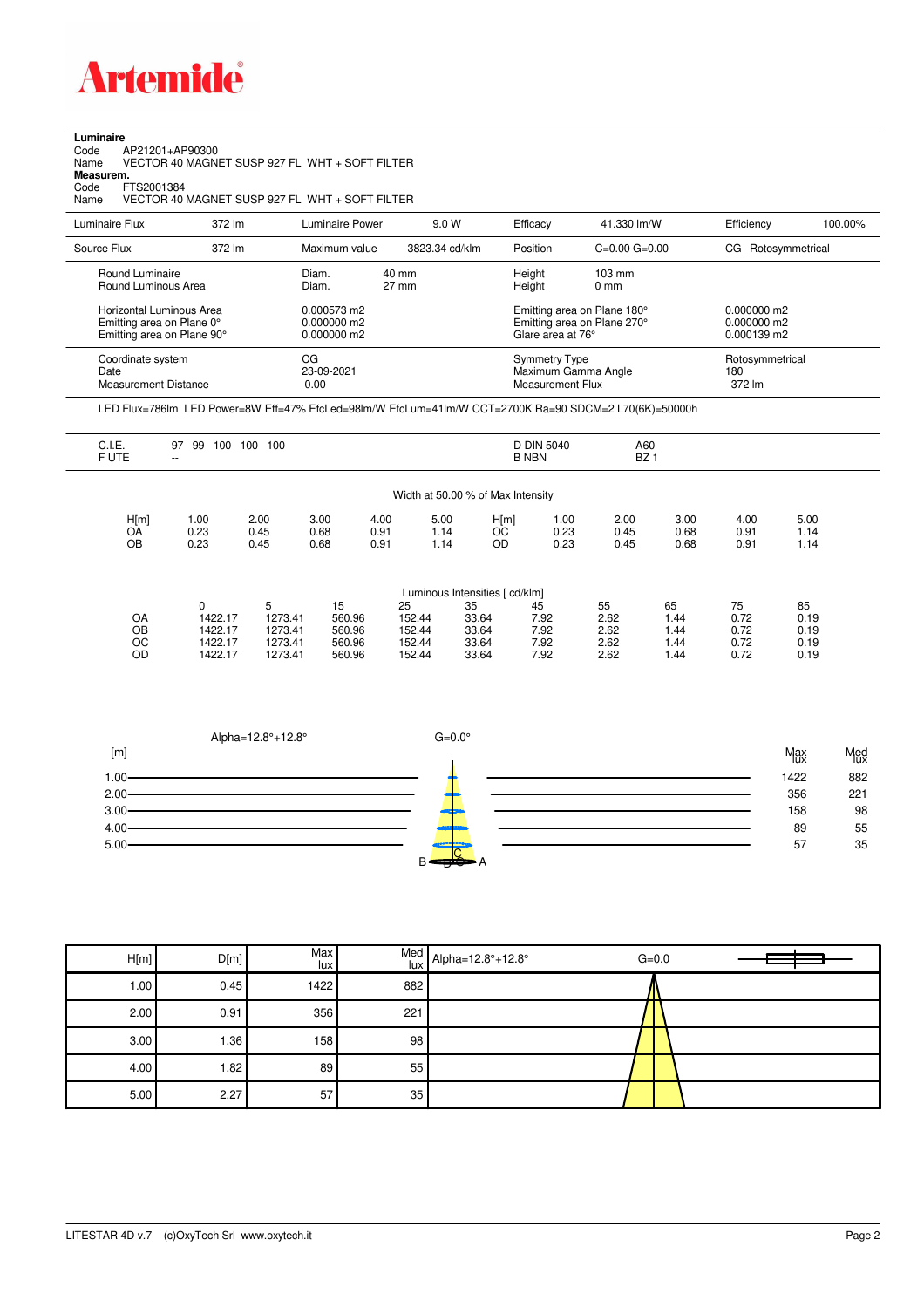**Artemide**

**Luminaire**
Code AP21201+AP90300
Name VECTOR 40 MAGNET SUSP 927 FL WHT + SOFT FILTER
**Measurem.**
Code FTS2001384
Name VECTOR 40 MAGNET SUSP 927 FL WHT + SOFT FILTER

| | | | | | | | |
|---|---|---|---|---|---|---|---|
| Luminaire Flux | 372 lm | Luminaire Power | 9.0 W | Efficacy | 41.330 lm/W | Efficiency | 100.00% |
| Source Flux | 372 lm | Maximum value | 3823.34 cd/klm | Position | C=0.00 G=0.00 | CG Rotosymmetrical | |

| | | | | | | |
|---|---|---|---|---|---|---|
| Round Luminaire | Diam. | 40 mm | Height | 103 mm | | |
| Round Luminous Area | Diam. | 27 mm | Height | 0 mm | | |
| Horizontal Luminous Area | 0.000573 m2 | | Emitting area on Plane 180° | | 0.000000 m2 | |
| Emitting area on Plane 0° | 0.000000 m2 | | Emitting area on Plane 270° | | 0.000000 m2 | |
| Emitting area on Plane 90° | 0.000000 m2 | | Glare area at 76° | | 0.000139 m2 | |
| Coordinate system | CG | | Symmetry Type | | Rotosymmetrical | |
| Date | 23-09-2021 | | Maximum Gamma Angle | | 180 | |
| Measurement Distance | 0.00 | | Measurement Flux | | 372 lm | |

LED Flux=786lm LED Power=8W Eff=47% EfcLed=98lm/W EfcLum=41lm/W CCT=2700K Ra=90 SDCM=2 L70(6K)=50000h

| | | | |
|---|---|---|---|
| C.I.E. | 97 99 100 100 100 | D DIN 5040 | A60 |
| F UTE | -- | B NBN | BZ 1 |

Width at 50.00 % of Max Intensity

| H[m] | 1.00 | 2.00 | 3.00 | 4.00 | 5.00 | H[m] | 1.00 | 2.00 | 3.00 | 4.00 | 5.00 |
|---|---|---|---|---|---|---|---|---|---|---|---|
| OA | 0.23 | 0.45 | 0.68 | 0.91 | 1.14 | OC | 0.23 | 0.45 | 0.68 | 0.91 | 1.14 |
| OB | 0.23 | 0.45 | 0.68 | 0.91 | 1.14 | OD | 0.23 | 0.45 | 0.68 | 0.91 | 1.14 |

Luminous Intensities [ cd/klm]

| | 0 | 5 | 15 | 25 | 35 | 45 | 55 | 65 | 75 | 85 |
|---|---|---|---|---|---|---|---|---|---|---|
| OA | 1422.17 | 1273.41 | 560.96 | 152.44 | 33.64 | 7.92 | 2.62 | 1.44 | 0.72 | 0.19 |
| OB | 1422.17 | 1273.41 | 560.96 | 152.44 | 33.64 | 7.92 | 2.62 | 1.44 | 0.72 | 0.19 |
| OC | 1422.17 | 1273.41 | 560.96 | 152.44 | 33.64 | 7.92 | 2.62 | 1.44 | 0.72 | 0.19 |
| OD | 1422.17 | 1273.41 | 560.96 | 152.44 | 33.64 | 7.92 | 2.62 | 1.44 | 0.72 | 0.19 |

Alpha=12.8°+12.8°
G=0.0°
[m]
Max lux
Med lux
1.00 1422 882
2.00 356 221
3.00 158 98
4.00 89 55
5.00 57 35
B D C A

| H[m] | D[m] | Max lux | Med lux | Alpha=12.8°+12.8° G=0.0 |
|---|---|---|---|---|
| 1.00 | 0.45 | 1422 | 882 | |
| 2.00 | 0.91 | 356 | 221 | |
| 3.00 | 1.36 | 158 | 98 | |
| 4.00 | 1.82 | 89 | 55 | |
| 5.00 | 2.27 | 57 | 35 | |

LITESTAR 4D v.7 (c)OxyTech Srl www.oxytech.it